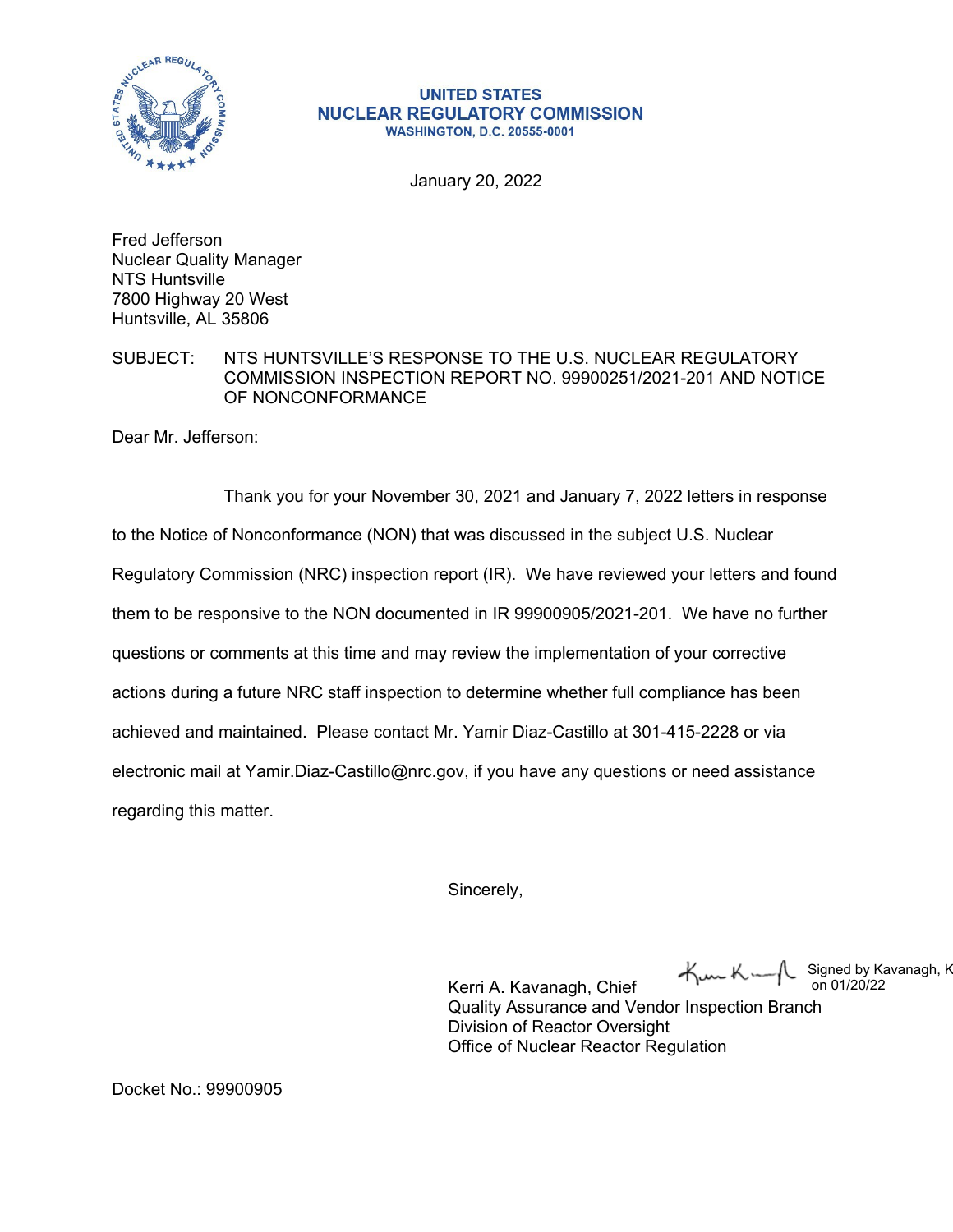**UNITED STATES**
**NUCLEAR REGULATORY COMMISSION**
**WASHINGTON, D.C. 20555-0001**

January 20, 2022

Fred Jefferson
Nuclear Quality Manager
NTS Huntsville
7800 Highway 20 West
Huntsville, AL 35806

SUBJECT: NTS HUNTSVILLE'S RESPONSE TO THE U.S. NUCLEAR REGULATORY COMMISSION INSPECTION REPORT NO. 99900251/2021-201 AND NOTICE OF NONCONFORMANCE

Dear Mr. Jefferson:

Thank you for your November 30, 2021 and January 7, 2022 letters in response to the Notice of Nonconformance (NON) that was discussed in the subject U.S. Nuclear Regulatory Commission (NRC) inspection report (IR). We have reviewed your letters and found them to be responsive to the NON documented in IR 99900905/2021-201. We have no further questions or comments at this time and may review the implementation of your corrective actions during a future NRC staff inspection to determine whether full compliance has been achieved and maintained. Please contact Mr. Yamir Diaz-Castillo at 301-415-2228 or via electronic mail at Yamir.Diaz-Castillo@nrc.gov, if you have any questions or need assistance regarding this matter.

Sincerely,

Signed by Kavanagh, K on 01/20/22

Kerri A. Kavanagh, Chief
Quality Assurance and Vendor Inspection Branch
Division of Reactor Oversight
Office of Nuclear Reactor Regulation

Docket No.: 99900905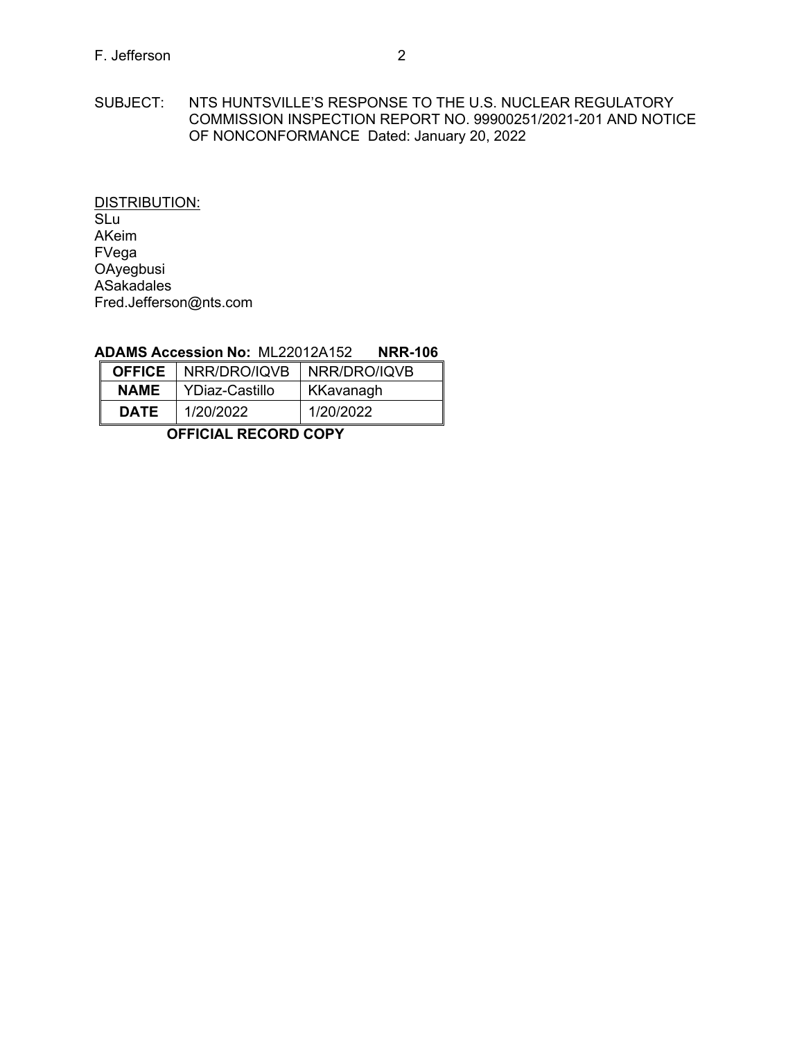SUBJECT: NTS HUNTSVILLE'S RESPONSE TO THE U.S. NUCLEAR REGULATORY COMMISSION INSPECTION REPORT NO. 99900251/2021-201 AND NOTICE OF NONCONFORMANCE Dated: January 20, 2022

DISTRIBUTION:
SLu
AKeim
FVega
OAyegbusi
ASakadales
Fred.Jefferson@nts.com

**ADAMS Accession No:** ML22012A152 **NRR-106**

| **OFFICE** | NRR/DRO/IQVB | NRR/DRO/IQVB |
|---|---|---|
| **NAME** | YDiaz-Castillo | KKavanagh |
| **DATE** | 1/20/2022 | 1/20/2022 |

**OFFICIAL RECORD COPY**